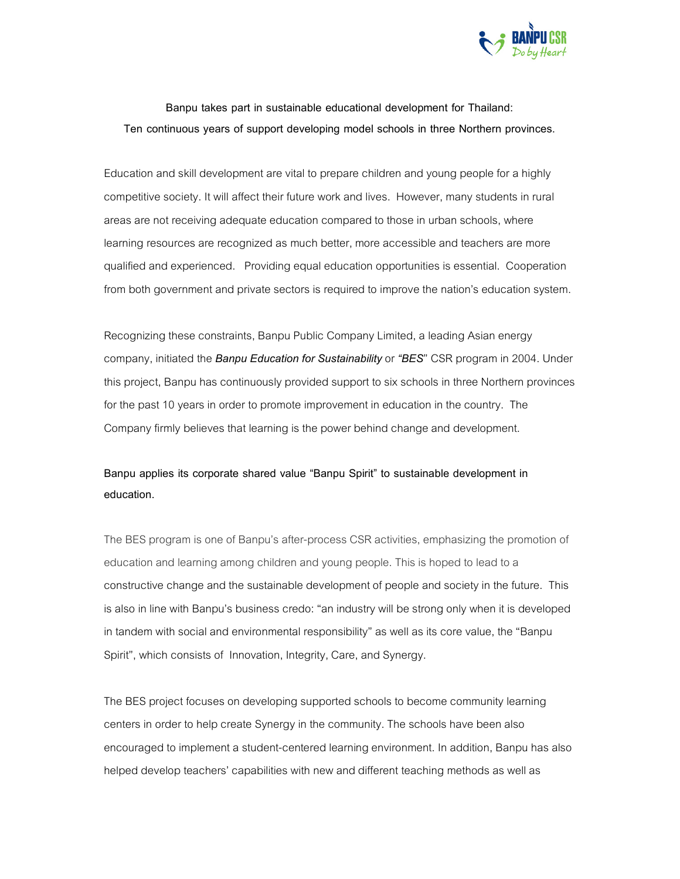**Banpu takes part in sustainable educational development for Thailand:**
**Ten continuous years of support developing model schools in three Northern provinces.**

Education and skill development are vital to prepare children and young people for a highly competitive society. It will affect their future work and lives. However, many students in rural areas are not receiving adequate education compared to those in urban schools, where learning resources are recognized as much better, more accessible and teachers are more qualified and experienced. Providing equal education opportunities is essential. Cooperation from both government and private sectors is required to improve the nation's education system.

Recognizing these constraints, Banpu Public Company Limited, a leading Asian energy company, initiated the ***Banpu Education for Sustainability*** or *"BES"* CSR program in 2004. Under this project, Banpu has continuously provided support to six schools in three Northern provinces for the past 10 years in order to promote improvement in education in the country. The Company firmly believes that learning is the power behind change and development.

**Banpu applies its corporate shared value "Banpu Spirit" to sustainable development in education.**

The BES program is one of Banpu's after-process CSR activities, emphasizing the promotion of education and learning among children and young people. This is hoped to lead to a constructive change and the sustainable development of people and society in the future. This is also in line with Banpu's business credo: "an industry will be strong only when it is developed in tandem with social and environmental responsibility" as well as its core value, the "Banpu Spirit", which consists of Innovation, Integrity, Care, and Synergy.

The BES project focuses on developing supported schools to become community learning centers in order to help create Synergy in the community. The schools have been also encouraged to implement a student-centered learning environment. In addition, Banpu has also helped develop teachers' capabilities with new and different teaching methods as well as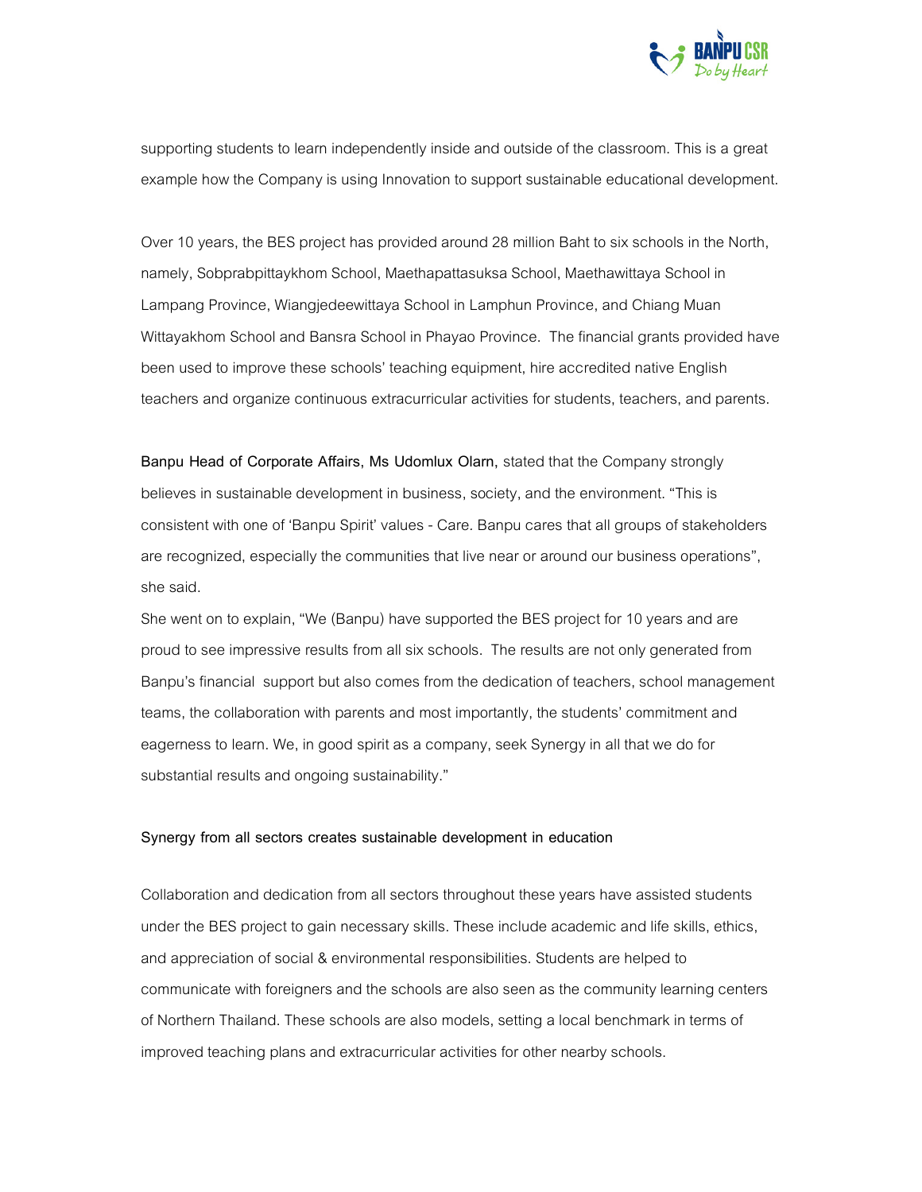supporting students to learn independently inside and outside of the classroom. This is a great example how the Company is using Innovation to support sustainable educational development.

Over 10 years, the BES project has provided around 28 million Baht to six schools in the North, namely, Sobprabpittaykhom School, Maethapattasuksa School, Maethawittaya School in Lampang Province, Wiangjedeewittaya School in Lamphun Province, and Chiang Muan Wittayakhom School and Bansra School in Phayao Province. The financial grants provided have been used to improve these schools' teaching equipment, hire accredited native English teachers and organize continuous extracurricular activities for students, teachers, and parents.

**Banpu Head of Corporate Affairs, Ms Udomlux Olarn,** stated that the Company strongly believes in sustainable development in business, society, and the environment. "This is consistent with one of 'Banpu Spirit' values - Care. Banpu cares that all groups of stakeholders are recognized, especially the communities that live near or around our business operations", she said.

She went on to explain, "We (Banpu) have supported the BES project for 10 years and are proud to see impressive results from all six schools. The results are not only generated from Banpu's financial support but also comes from the dedication of teachers, school management teams, the collaboration with parents and most importantly, the students' commitment and eagerness to learn. We, in good spirit as a company, seek Synergy in all that we do for substantial results and ongoing sustainability."

**Synergy from all sectors creates sustainable development in education**

Collaboration and dedication from all sectors throughout these years have assisted students under the BES project to gain necessary skills. These include academic and life skills, ethics, and appreciation of social & environmental responsibilities. Students are helped to communicate with foreigners and the schools are also seen as the community learning centers of Northern Thailand. These schools are also models, setting a local benchmark in terms of improved teaching plans and extracurricular activities for other nearby schools.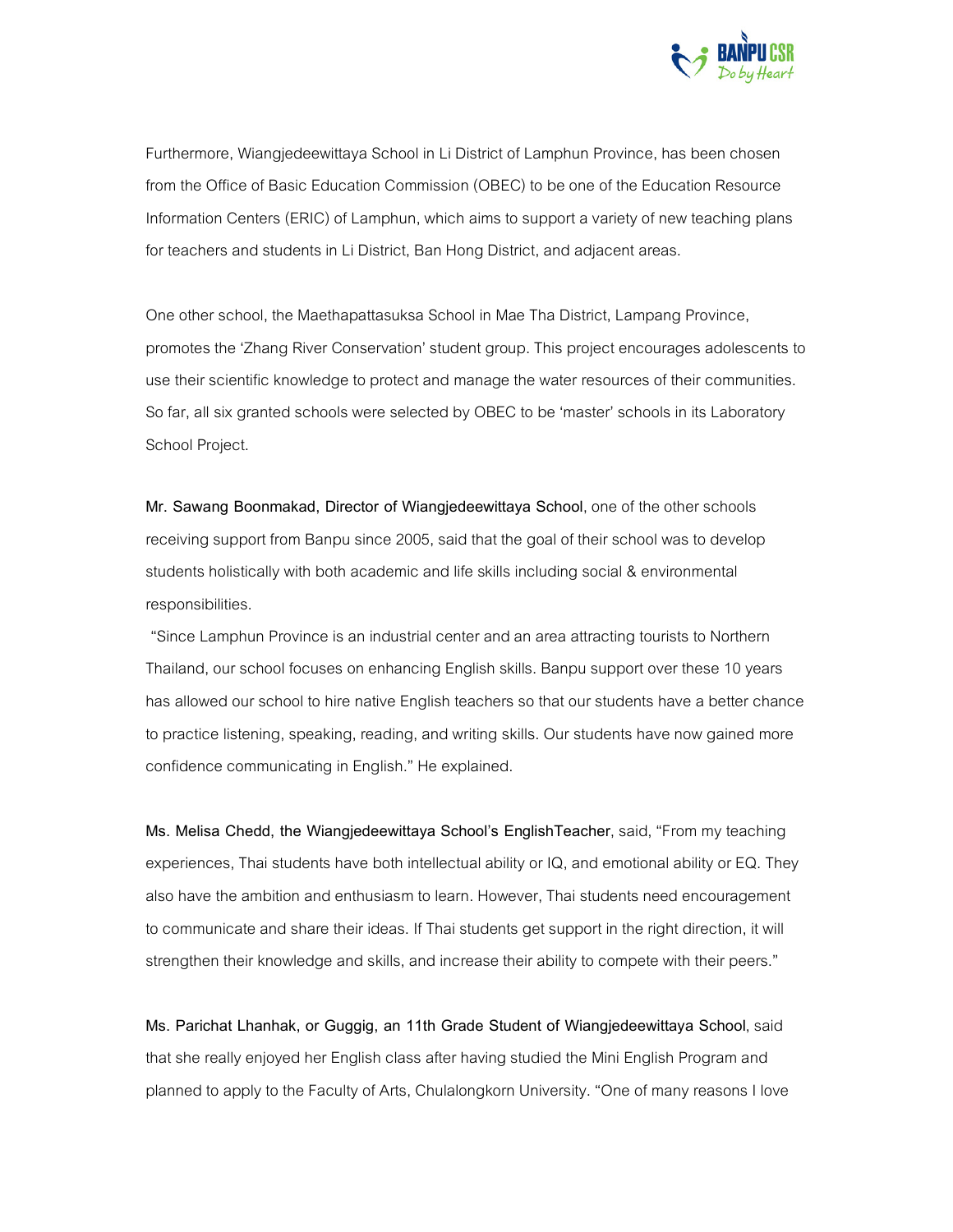Furthermore, Wiangjedeewittaya School in Li District of Lamphun Province, has been chosen from the Office of Basic Education Commission (OBEC) to be one of the Education Resource Information Centers (ERIC) of Lamphun, which aims to support a variety of new teaching plans for teachers and students in Li District, Ban Hong District, and adjacent areas.

One other school, the Maethapattasuksa School in Mae Tha District, Lampang Province, promotes the 'Zhang River Conservation' student group. This project encourages adolescents to use their scientific knowledge to protect and manage the water resources of their communities. So far, all six granted schools were selected by OBEC to be 'master' schools in its Laboratory School Project.

**Mr. Sawang Boonmakad, Director of Wiangjedeewittaya School**, one of the other schools receiving support from Banpu since 2005, said that the goal of their school was to develop students holistically with both academic and life skills including social & environmental responsibilities.

"Since Lamphun Province is an industrial center and an area attracting tourists to Northern Thailand, our school focuses on enhancing English skills. Banpu support over these 10 years has allowed our school to hire native English teachers so that our students have a better chance to practice listening, speaking, reading, and writing skills. Our students have now gained more confidence communicating in English." He explained.

**Ms. Melisa Chedd, the Wiangjedeewittaya School's EnglishTeacher**, said, "From my teaching experiences, Thai students have both intellectual ability or IQ, and emotional ability or EQ. They also have the ambition and enthusiasm to learn. However, Thai students need encouragement to communicate and share their ideas. If Thai students get support in the right direction, it will strengthen their knowledge and skills, and increase their ability to compete with their peers."

**Ms. Parichat Lhanhak, or Guggig, an 11th Grade Student of Wiangjedeewittaya School**, said that she really enjoyed her English class after having studied the Mini English Program and planned to apply to the Faculty of Arts, Chulalongkorn University. "One of many reasons I love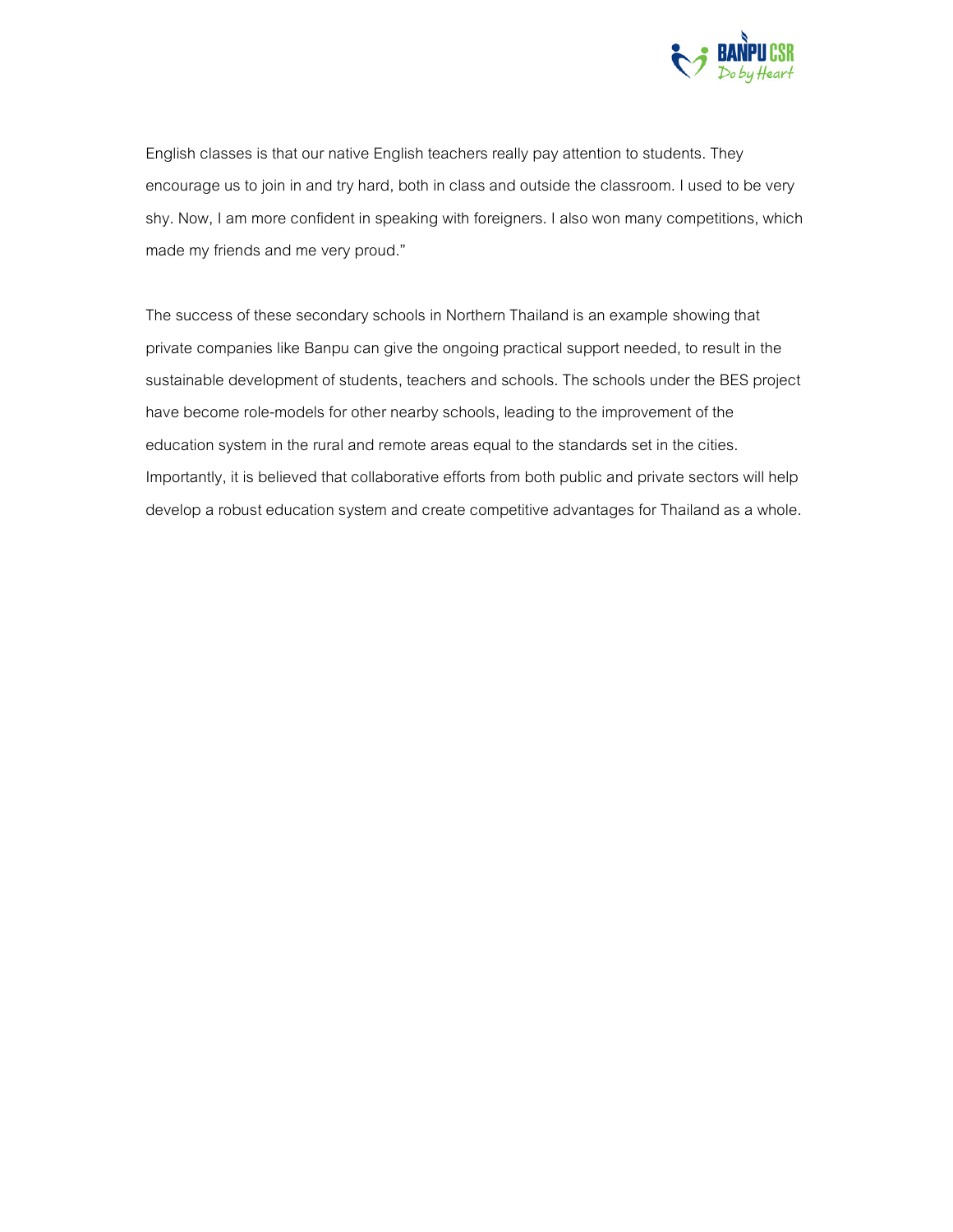English classes is that our native English teachers really pay attention to students. They encourage us to join in and try hard, both in class and outside the classroom. I used to be very shy. Now, I am more confident in speaking with foreigners. I also won many competitions, which made my friends and me very proud."

The success of these secondary schools in Northern Thailand is an example showing that private companies like Banpu can give the ongoing practical support needed, to result in the sustainable development of students, teachers and schools. The schools under the BES project have become role-models for other nearby schools, leading to the improvement of the education system in the rural and remote areas equal to the standards set in the cities. Importantly, it is believed that collaborative efforts from both public and private sectors will help develop a robust education system and create competitive advantages for Thailand as a whole.